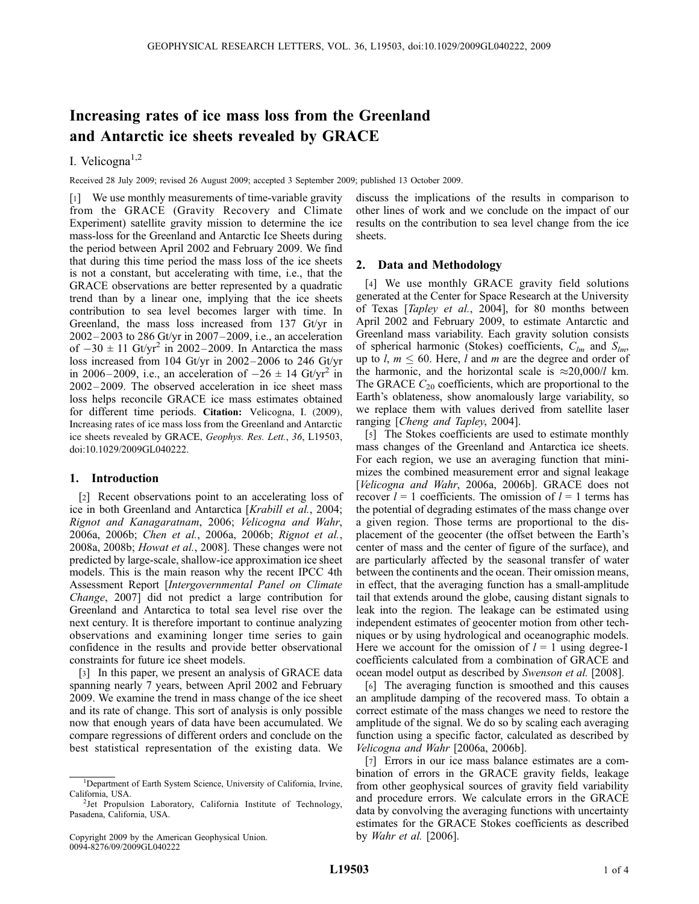# Increasing rates of ice mass loss from the Greenland and Antarctic ice sheets revealed by GRACE

I. Velicogna[1,2]

Received 28 July 2009; revised 26 August 2009; accepted 3 September 2009; published 13 October 2009.

[1] We use monthly measurements of time-variable gravity from the GRACE (Gravity Recovery and Climate Experiment) satellite gravity mission to determine the ice mass-loss for the Greenland and Antarctic Ice Sheets during the period between April 2002 and February 2009. We find that during this time period the mass loss of the ice sheets is not a constant, but accelerating with time, i.e., that the GRACE observations are better represented by a quadratic trend than by a linear one, implying that the ice sheets contribution to sea level becomes larger with time. In Greenland, the mass loss increased from 137 Gt/yr in 2002–2003 to 286 Gt/yr in 2007–2009, i.e., an acceleration of $-30 \pm 11$ Gt/yr$^2$ in 2002–2009. In Antarctica the mass loss increased from 104 Gt/yr in 2002–2006 to 246 Gt/yr in 2006–2009, i.e., an acceleration of $-26 \pm 14$ Gt/yr$^2$ in 2002–2009. The observed acceleration in ice sheet mass loss helps reconcile GRACE ice mass estimates obtained for different time periods. **Citation:** Velicogna, I. (2009), Increasing rates of ice mass loss from the Greenland and Antarctic ice sheets revealed by GRACE, *Geophys. Res. Lett.*, *36*, L19503, doi:10.1029/2009GL040222.

## 1. Introduction

[2] Recent observations point to an accelerating loss of ice in both Greenland and Antarctica [*Krabill et al.*, 2004; *Rignot and Kanagaratnam*, 2006; *Velicogna and Wahr*, 2006a, 2006b; *Chen et al.*, 2006a, 2006b; *Rignot et al.*, 2008a, 2008b; *Howat et al.*, 2008]. These changes were not predicted by large-scale, shallow-ice approximation ice sheet models. This is the main reason why the recent IPCC 4th Assessment Report [*Intergovernmental Panel on Climate Change*, 2007] did not predict a large contribution for Greenland and Antarctica to total sea level rise over the next century. It is therefore important to continue analyzing observations and examining longer time series to gain confidence in the results and provide better observational constraints for future ice sheet models.

[3] In this paper, we present an analysis of GRACE data spanning nearly 7 years, between April 2002 and February 2009. We examine the trend in mass change of the ice sheet and its rate of change. This sort of analysis is only possible now that enough years of data have been accumulated. We compare regressions of different orders and conclude on the best statistical representation of the existing data. We discuss the implications of the results in comparison to other lines of work and we conclude on the impact of our results on the contribution to sea level change from the ice sheets.

## 2. Data and Methodology

[4] We use monthly GRACE gravity field solutions generated at the Center for Space Research at the University of Texas [*Tapley et al.*, 2004], for 80 months between April 2002 and February 2009, to estimate Antarctic and Greenland mass variability. Each gravity solution consists of spherical harmonic (Stokes) coefficients, $C_{lm}$ and $S_{lm}$, up to $l$, $m \leq 60$. Here, $l$ and $m$ are the degree and order of the harmonic, and the horizontal scale is $\approx 20{,}000/l$ km. The GRACE $C_{20}$ coefficients, which are proportional to the Earth's oblateness, show anomalously large variability, so we replace them with values derived from satellite laser ranging [*Cheng and Tapley*, 2004].

[5] The Stokes coefficients are used to estimate monthly mass changes of the Greenland and Antarctica ice sheets. For each region, we use an averaging function that minimizes the combined measurement error and signal leakage [*Velicogna and Wahr*, 2006a, 2006b]. GRACE does not recover $l = 1$ coefficients. The omission of $l = 1$ terms has the potential of degrading estimates of the mass change over a given region. Those terms are proportional to the displacement of the geocenter (the offset between the Earth's center of mass and the center of figure of the surface), and are particularly affected by the seasonal transfer of water between the continents and the ocean. Their omission means, in effect, that the averaging function has a small-amplitude tail that extends around the globe, causing distant signals to leak into the region. The leakage can be estimated using independent estimates of geocenter motion from other techniques or by using hydrological and oceanographic models. Here we account for the omission of $l = 1$ using degree-1 coefficients calculated from a combination of GRACE and ocean model output as described by *Swenson et al.* [2008].

[6] The averaging function is smoothed and this causes an amplitude damping of the recovered mass. To obtain a correct estimate of the mass changes we need to restore the amplitude of the signal. We do so by scaling each averaging function using a specific factor, calculated as described by *Velicogna and Wahr* [2006a, 2006b].

[7] Errors in our ice mass balance estimates are a combination of errors in the GRACE gravity fields, leakage from other geophysical sources of gravity field variability and procedure errors. We calculate errors in the GRACE data by convolving the averaging functions with uncertainty estimates for the GRACE Stokes coefficients as described by *Wahr et al.* [2006].

---

[1] Department of Earth System Science, University of California, Irvine, California, USA.

[2] Jet Propulsion Laboratory, California Institute of Technology, Pasadena, California, USA.

Copyright 2009 by the American Geophysical Union.
0094-8276/09/2009GL040222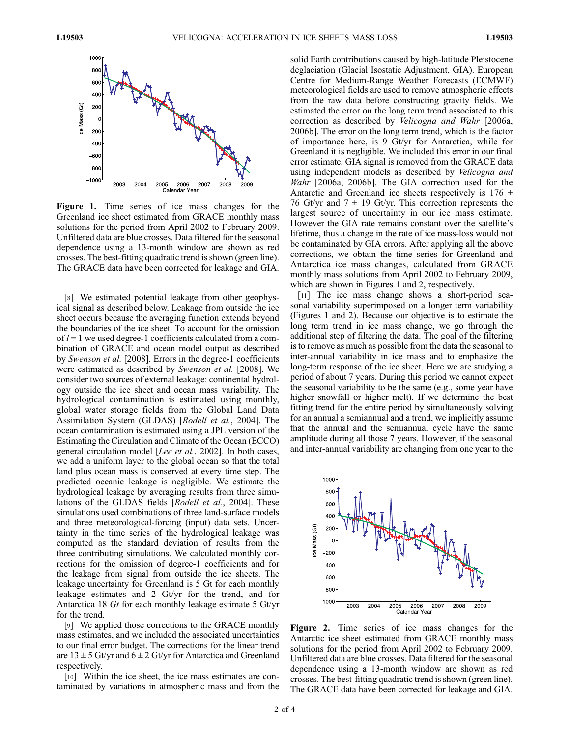**Figure 1.** Time series of ice mass changes for the Greenland ice sheet estimated from GRACE monthly mass solutions for the period from April 2002 to February 2009. Unfiltered data are blue crosses. Data filtered for the seasonal dependence using a 13-month window are shown as red crosses. The best-fitting quadratic trend is shown (green line). The GRACE data have been corrected for leakage and GIA.

[8] We estimated potential leakage from other geophysical signal as described below. Leakage from outside the ice sheet occurs because the averaging function extends beyond the boundaries of the ice sheet. To account for the omission of $l = 1$ we used degree-1 coefficients calculated from a combination of GRACE and ocean model output as described by *Swenson et al.* [2008]. Errors in the degree-1 coefficients were estimated as described by *Swenson et al.* [2008]. We consider two sources of external leakage: continental hydrology outside the ice sheet and ocean mass variability. The hydrological contamination is estimated using monthly, global water storage fields from the Global Land Data Assimilation System (GLDAS) [*Rodell et al.*, 2004]. The ocean contamination is estimated using a JPL version of the Estimating the Circulation and Climate of the Ocean (ECCO) general circulation model [*Lee et al.*, 2002]. In both cases, we add a uniform layer to the global ocean so that the total land plus ocean mass is conserved at every time step. The predicted oceanic leakage is negligible. We estimate the hydrological leakage by averaging results from three simulations of the GLDAS fields [*Rodell et al.*, 2004]. These simulations used combinations of three land-surface models and three meteorological-forcing (input) data sets. Uncertainty in the time series of the hydrological leakage was computed as the standard deviation of results from the three contributing simulations. We calculated monthly corrections for the omission of degree-1 coefficients and for the leakage from signal from outside the ice sheets. The leakage uncertainty for Greenland is 5 Gt for each monthly leakage estimates and 2 Gt/yr for the trend, and for Antarctica 18 *Gt* for each monthly leakage estimate 5 Gt/yr for the trend.

[9] We applied those corrections to the GRACE monthly mass estimates, and we included the associated uncertainties to our final error budget. The corrections for the linear trend are $13 \pm 5$ Gt/yr and $6 \pm 2$ Gt/yr for Antarctica and Greenland respectively.

[10] Within the ice sheet, the ice mass estimates are contaminated by variations in atmospheric mass and from the solid Earth contributions caused by high-latitude Pleistocene deglaciation (Glacial Isostatic Adjustment, GIA). European Centre for Medium-Range Weather Forecasts (ECMWF) meteorological fields are used to remove atmospheric effects from the raw data before constructing gravity fields. We estimated the error on the long term trend associated to this correction as described by *Velicogna and Wahr* [2006a, 2006b]. The error on the long term trend, which is the factor of importance here, is 9 Gt/yr for Antarctica, while for Greenland it is negligible. We included this error in our final error estimate. GIA signal is removed from the GRACE data using independent models as described by *Velicogna and Wahr* [2006a, 2006b]. The GIA correction used for the Antarctic and Greenland ice sheets respectively is $176 \pm 76$ Gt/yr and $7 \pm 19$ Gt/yr. This correction represents the largest source of uncertainty in our ice mass estimate. However the GIA rate remains constant over the satellite's lifetime, thus a change in the rate of ice mass-loss would not be contaminated by GIA errors. After applying all the above corrections, we obtain the time series for Greenland and Antarctica ice mass changes, calculated from GRACE monthly mass solutions from April 2002 to February 2009, which are shown in Figures 1 and 2, respectively.

[11] The ice mass change shows a short-period seasonal variability superimposed on a longer term variability (Figures 1 and 2). Because our objective is to estimate the long term trend in ice mass change, we go through the additional step of filtering the data. The goal of the filtering is to remove as much as possible from the data the seasonal to inter-annual variability in ice mass and to emphasize the long-term response of the ice sheet. Here we are studying a period of about 7 years. During this period we cannot expect the seasonal variability to be the same (e.g., some year have higher snowfall or higher melt). If we determine the best fitting trend for the entire period by simultaneously solving for an annual a semiannual and a trend, we implicitly assume that the annual and the semiannual cycle have the same amplitude during all those 7 years. However, if the seasonal and inter-annual variability are changing from one year to the

**Figure 2.** Time series of ice mass changes for the Antarctic ice sheet estimated from GRACE monthly mass solutions for the period from April 2002 to February 2009. Unfiltered data are blue crosses. Data filtered for the seasonal dependence using a 13-month window are shown as red crosses. The best-fitting quadratic trend is shown (green line). The GRACE data have been corrected for leakage and GIA.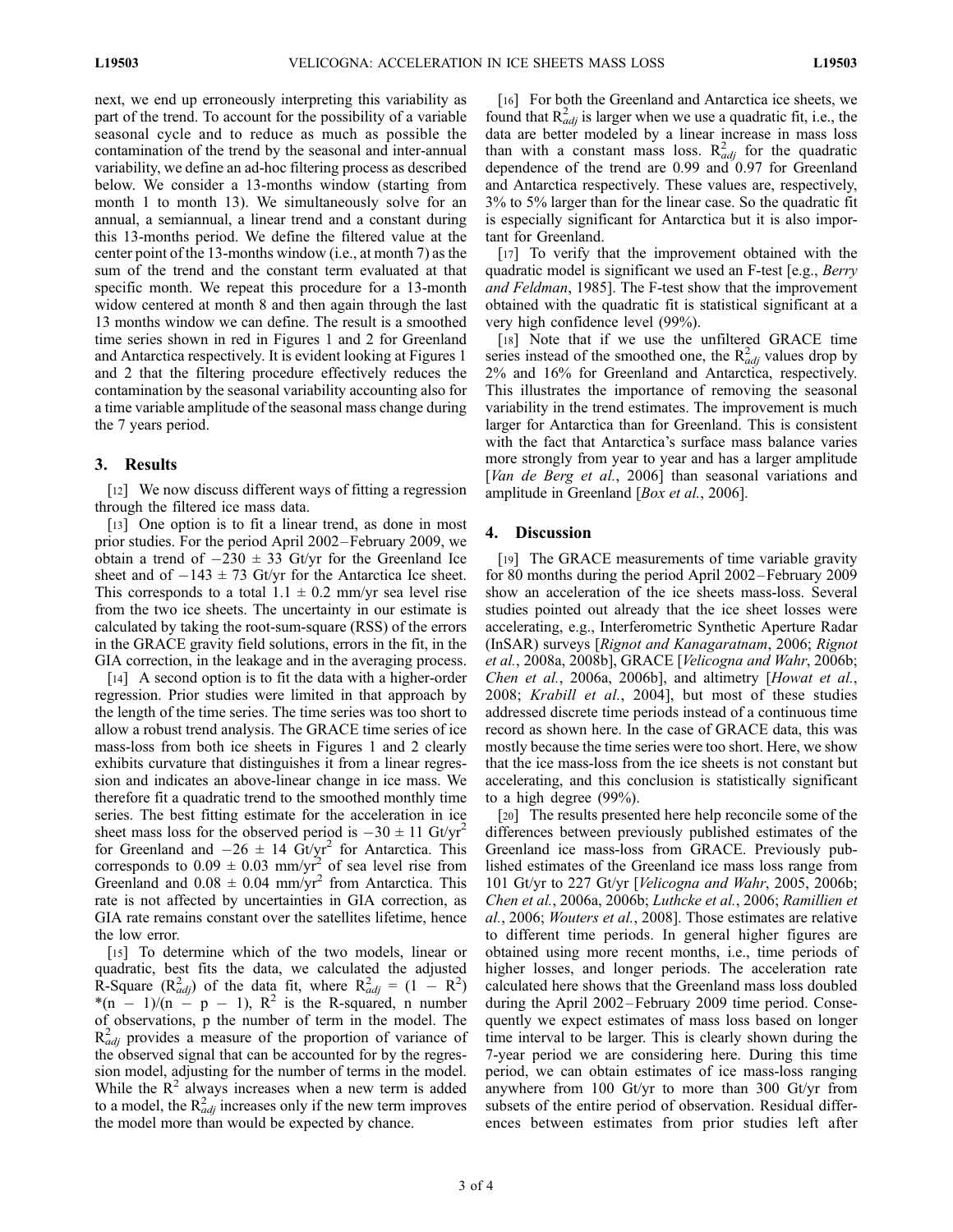next, we end up erroneously interpreting this variability as part of the trend. To account for the possibility of a variable seasonal cycle and to reduce as much as possible the contamination of the trend by the seasonal and inter-annual variability, we define an ad-hoc filtering process as described below. We consider a 13-months window (starting from month 1 to month 13). We simultaneously solve for an annual, a semiannual, a linear trend and a constant during this 13-months period. We define the filtered value at the center point of the 13-months window (i.e., at month 7) as the sum of the trend and the constant term evaluated at that specific month. We repeat this procedure for a 13-month widow centered at month 8 and then again through the last 13 months window we can define. The result is a smoothed time series shown in red in Figures 1 and 2 for Greenland and Antarctica respectively. It is evident looking at Figures 1 and 2 that the filtering procedure effectively reduces the contamination by the seasonal variability accounting also for a time variable amplitude of the seasonal mass change during the 7 years period.

## 3. Results

[12] We now discuss different ways of fitting a regression through the filtered ice mass data.

[13] One option is to fit a linear trend, as done in most prior studies. For the period April 2002–February 2009, we obtain a trend of $-230 \pm 33$ Gt/yr for the Greenland Ice sheet and of $-143 \pm 73$ Gt/yr for the Antarctica Ice sheet. This corresponds to a total $1.1 \pm 0.2$ mm/yr sea level rise from the two ice sheets. The uncertainty in our estimate is calculated by taking the root-sum-square (RSS) of the errors in the GRACE gravity field solutions, errors in the fit, in the GIA correction, in the leakage and in the averaging process.

[14] A second option is to fit the data with a higher-order regression. Prior studies were limited in that approach by the length of the time series. The time series was too short to allow a robust trend analysis. The GRACE time series of ice mass-loss from both ice sheets in Figures 1 and 2 clearly exhibits curvature that distinguishes it from a linear regression and indicates an above-linear change in ice mass. We therefore fit a quadratic trend to the smoothed monthly time series. The best fitting estimate for the acceleration in ice sheet mass loss for the observed period is $-30 \pm 11$ Gt/yr$^2$ for Greenland and $-26 \pm 14$ Gt/yr$^2$ for Antarctica. This corresponds to $0.09 \pm 0.03$ mm/yr$^2$ of sea level rise from Greenland and $0.08 \pm 0.04$ mm/yr$^2$ from Antarctica. This rate is not affected by uncertainties in GIA correction, as GIA rate remains constant over the satellites lifetime, hence the low error.

[15] To determine which of the two models, linear or quadratic, best fits the data, we calculated the adjusted R-Square ($R^2_{adj}$) of the data fit, where $R^2_{adj} = (1 - R^2)*(n - 1)/(n - p - 1)$, $R^2$ is the R-squared, n number of observations, p the number of term in the model. The $R^2_{adj}$ provides a measure of the proportion of variance of the observed signal that can be accounted for by the regression model, adjusting for the number of terms in the model. While the $R^2$ always increases when a new term is added to a model, the $R^2_{adj}$ increases only if the new term improves the model more than would be expected by chance.

[16] For both the Greenland and Antarctica ice sheets, we found that $R^2_{adj}$ is larger when we use a quadratic fit, i.e., the data are better modeled by a linear increase in mass loss than with a constant mass loss. $R^2_{adj}$ for the quadratic dependence of the trend are 0.99 and 0.97 for Greenland and Antarctica respectively. These values are, respectively, 3% to 5% larger than for the linear case. So the quadratic fit is especially significant for Antarctica but it is also important for Greenland.

[17] To verify that the improvement obtained with the quadratic model is significant we used an F-test [e.g., *Berry and Feldman*, 1985]. The F-test show that the improvement obtained with the quadratic fit is statistical significant at a very high confidence level (99%).

[18] Note that if we use the unfiltered GRACE time series instead of the smoothed one, the $R^2_{adj}$ values drop by 2% and 16% for Greenland and Antarctica, respectively. This illustrates the importance of removing the seasonal variability in the trend estimates. The improvement is much larger for Antarctica than for Greenland. This is consistent with the fact that Antarctica's surface mass balance varies more strongly from year to year and has a larger amplitude [*Van de Berg et al.*, 2006] than seasonal variations and amplitude in Greenland [*Box et al.*, 2006].

## 4. Discussion

[19] The GRACE measurements of time variable gravity for 80 months during the period April 2002–February 2009 show an acceleration of the ice sheets mass-loss. Several studies pointed out already that the ice sheet losses were accelerating, e.g., Interferometric Synthetic Aperture Radar (InSAR) surveys [*Rignot and Kanagaratnam*, 2006; *Rignot et al.*, 2008a, 2008b], GRACE [*Velicogna and Wahr*, 2006b; *Chen et al.*, 2006a, 2006b], and altimetry [*Howat et al.*, 2008; *Krabill et al.*, 2004], but most of these studies addressed discrete time periods instead of a continuous time record as shown here. In the case of GRACE data, this was mostly because the time series were too short. Here, we show that the ice mass-loss from the ice sheets is not constant but accelerating, and this conclusion is statistically significant to a high degree (99%).

[20] The results presented here help reconcile some of the differences between previously published estimates of the Greenland ice mass-loss from GRACE. Previously published estimates of the Greenland ice mass loss range from 101 Gt/yr to 227 Gt/yr [*Velicogna and Wahr*, 2005, 2006b; *Chen et al.*, 2006a, 2006b; *Luthcke et al.*, 2006; *Ramillien et al.*, 2006; *Wouters et al.*, 2008]. Those estimates are relative to different time periods. In general higher figures are obtained using more recent months, i.e., time periods of higher losses, and longer periods. The acceleration rate calculated here shows that the Greenland mass loss doubled during the April 2002–February 2009 time period. Consequently we expect estimates of mass loss based on longer time interval to be larger. This is clearly shown during the 7-year period we are considering here. During this time period, we can obtain estimates of ice mass-loss ranging anywhere from 100 Gt/yr to more than 300 Gt/yr from subsets of the entire period of observation. Residual differences between estimates from prior studies left after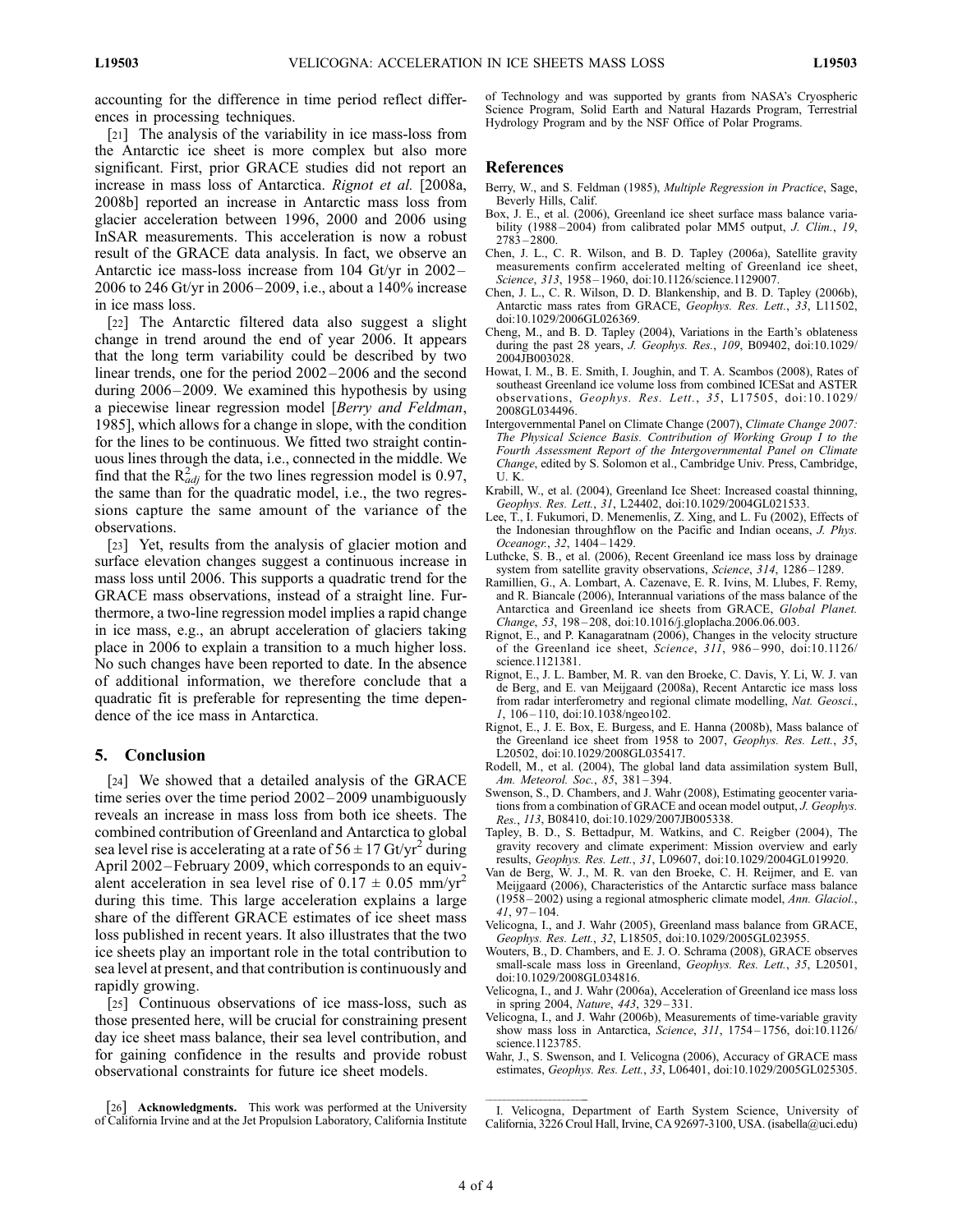accounting for the difference in time period reflect differences in processing techniques.

[21] The analysis of the variability in ice mass-loss from the Antarctic ice sheet is more complex but also more significant. First, prior GRACE studies did not report an increase in mass loss of Antarctica. *Rignot et al.* [2008a, 2008b] reported an increase in Antarctic mass loss from glacier acceleration between 1996, 2000 and 2006 using InSAR measurements. This acceleration is now a robust result of the GRACE data analysis. In fact, we observe an Antarctic ice mass-loss increase from 104 Gt/yr in 2002–2006 to 246 Gt/yr in 2006–2009, i.e., about a 140% increase in ice mass loss.

[22] The Antarctic filtered data also suggest a slight change in trend around the end of year 2006. It appears that the long term variability could be described by two linear trends, one for the period 2002–2006 and the second during 2006–2009. We examined this hypothesis by using a piecewise linear regression model [*Berry and Feldman*, 1985], which allows for a change in slope, with the condition for the lines to be continuous. We fitted two straight continuous lines through the data, i.e., connected in the middle. We find that the $R^2_{adj}$ for the two lines regression model is 0.97, the same than for the quadratic model, i.e., the two regressions capture the same amount of the variance of the observations.

[23] Yet, results from the analysis of glacier motion and surface elevation changes suggest a continuous increase in mass loss until 2006. This supports a quadratic trend for the GRACE mass observations, instead of a straight line. Furthermore, a two-line regression model implies a rapid change in ice mass, e.g., an abrupt acceleration of glaciers taking place in 2006 to explain a transition to a much higher loss. No such changes have been reported to date. In the absence of additional information, we therefore conclude that a quadratic fit is preferable for representing the time dependence of the ice mass in Antarctica.

## 5. Conclusion

[24] We showed that a detailed analysis of the GRACE time series over the time period 2002–2009 unambiguously reveals an increase in mass loss from both ice sheets. The combined contribution of Greenland and Antarctica to global sea level rise is accelerating at a rate of $56 \pm 17$ Gt/yr$^2$ during April 2002–February 2009, which corresponds to an equivalent acceleration in sea level rise of $0.17 \pm 0.05$ mm/yr$^2$ during this time. This large acceleration explains a large share of the different GRACE estimates of ice sheet mass loss published in recent years. It also illustrates that the two ice sheets play an important role in the total contribution to sea level at present, and that contribution is continuously and rapidly growing.

[25] Continuous observations of ice mass-loss, such as those presented here, will be crucial for constraining present day ice sheet mass balance, their sea level contribution, and for gaining confidence in the results and provide robust observational constraints for future ice sheet models.

[26] **Acknowledgments.** This work was performed at the University of California Irvine and at the Jet Propulsion Laboratory, California Institute of Technology and was supported by grants from NASA's Cryospheric Science Program, Solid Earth and Natural Hazards Program, Terrestrial Hydrology Program and by the NSF Office of Polar Programs.

## References

Berry, W., and S. Feldman (1985), *Multiple Regression in Practice*, Sage, Beverly Hills, Calif.

Box, J. E., et al. (2006), Greenland ice sheet surface mass balance variability (1988–2004) from calibrated polar MM5 output, *J. Clim.*, *19*, 2783–2800.

Chen, J. L., C. R. Wilson, and B. D. Tapley (2006a), Satellite gravity measurements confirm accelerated melting of Greenland ice sheet, *Science*, *313*, 1958–1960, doi:10.1126/science.1129007.

Chen, J. L., C. R. Wilson, D. D. Blankenship, and B. D. Tapley (2006b), Antarctic mass rates from GRACE, *Geophys. Res. Lett.*, *33*, L11502, doi:10.1029/2006GL026369.

Cheng, M., and B. D. Tapley (2004), Variations in the Earth's oblateness during the past 28 years, *J. Geophys. Res.*, *109*, B09402, doi:10.1029/2004JB003028.

Howat, I. M., B. E. Smith, I. Joughin, and T. A. Scambos (2008), Rates of southeast Greenland ice volume loss from combined ICESat and ASTER observations, *Geophys. Res. Lett.*, *35*, L17505, doi:10.1029/2008GL034496.

Intergovernmental Panel on Climate Change (2007), *Climate Change 2007: The Physical Science Basis. Contribution of Working Group I to the Fourth Assessment Report of the Intergovernmental Panel on Climate Change*, edited by S. Solomon et al., Cambridge Univ. Press, Cambridge, U. K.

Krabill, W., et al. (2004), Greenland Ice Sheet: Increased coastal thinning, *Geophys. Res. Lett.*, *31*, L24402, doi:10.1029/2004GL021533.

Lee, T., I. Fukumori, D. Menemenlis, Z. Xing, and L. Fu (2002), Effects of the Indonesian throughflow on the Pacific and Indian oceans, *J. Phys. Oceanogr.*, *32*, 1404–1429.

Luthcke, S. B., et al. (2006), Recent Greenland ice mass loss by drainage system from satellite gravity observations, *Science*, *314*, 1286–1289.

Ramillien, G., A. Lombart, A. Cazenave, E. R. Ivins, M. Llubes, F. Remy, and R. Biancale (2006), Interannual variations of the mass balance of the Antarctica and Greenland ice sheets from GRACE, *Global Planet. Change*, *53*, 198–208, doi:10.1016/j.gloplacha.2006.06.003.

Rignot, E., and P. Kanagaratnam (2006), Changes in the velocity structure of the Greenland ice sheet, *Science*, *311*, 986–990, doi:10.1126/science.1121381.

Rignot, E., J. L. Bamber, M. R. van den Broeke, C. Davis, Y. Li, W. J. van de Berg, and E. van Meijgaard (2008a), Recent Antarctic ice mass loss from radar interferometry and regional climate modelling, *Nat. Geosci.*, *1*, 106–110, doi:10.1038/ngeo102.

Rignot, E., J. E. Box, E. Burgess, and E. Hanna (2008b), Mass balance of the Greenland ice sheet from 1958 to 2007, *Geophys. Res. Lett.*, *35*, L20502, doi:10.1029/2008GL035417.

Rodell, M., et al. (2004), The global land data assimilation system Bull, *Am. Meteorol. Soc.*, *85*, 381–394.

Swenson, S., D. Chambers, and J. Wahr (2008), Estimating geocenter variations from a combination of GRACE and ocean model output, *J. Geophys. Res.*, *113*, B08410, doi:10.1029/2007JB005338.

Tapley, B. D., S. Bettadpur, M. Watkins, and C. Reigber (2004), The gravity recovery and climate experiment: Mission overview and early results, *Geophys. Res. Lett.*, *31*, L09607, doi:10.1029/2004GL019920.

Van de Berg, W. J., M. R. van den Broeke, C. H. Reijmer, and E. van Meijgaard (2006), Characteristics of the Antarctic surface mass balance (1958–2002) using a regional atmospheric climate model, *Ann. Glaciol.*, *41*, 97–104.

Velicogna, I., and J. Wahr (2005), Greenland mass balance from GRACE, *Geophys. Res. Lett.*, *32*, L18505, doi:10.1029/2005GL023955.

Wouters, B., D. Chambers, and E. J. O. Schrama (2008), GRACE observes small-scale mass loss in Greenland, *Geophys. Res. Lett.*, *35*, L20501, doi:10.1029/2008GL034816.

Velicogna, I., and J. Wahr (2006a), Acceleration of Greenland ice mass loss in spring 2004, *Nature*, *443*, 329–331.

Velicogna, I., and J. Wahr (2006b), Measurements of time-variable gravity show mass loss in Antarctica, *Science*, *311*, 1754–1756, doi:10.1126/science.1123785.

Wahr, J., S. Swenson, and I. Velicogna (2006), Accuracy of GRACE mass estimates, *Geophys. Res. Lett.*, *33*, L06401, doi:10.1029/2005GL025305.

---

I. Velicogna, Department of Earth System Science, University of California, 3226 Croul Hall, Irvine, CA 92697-3100, USA. (isabella@uci.edu)